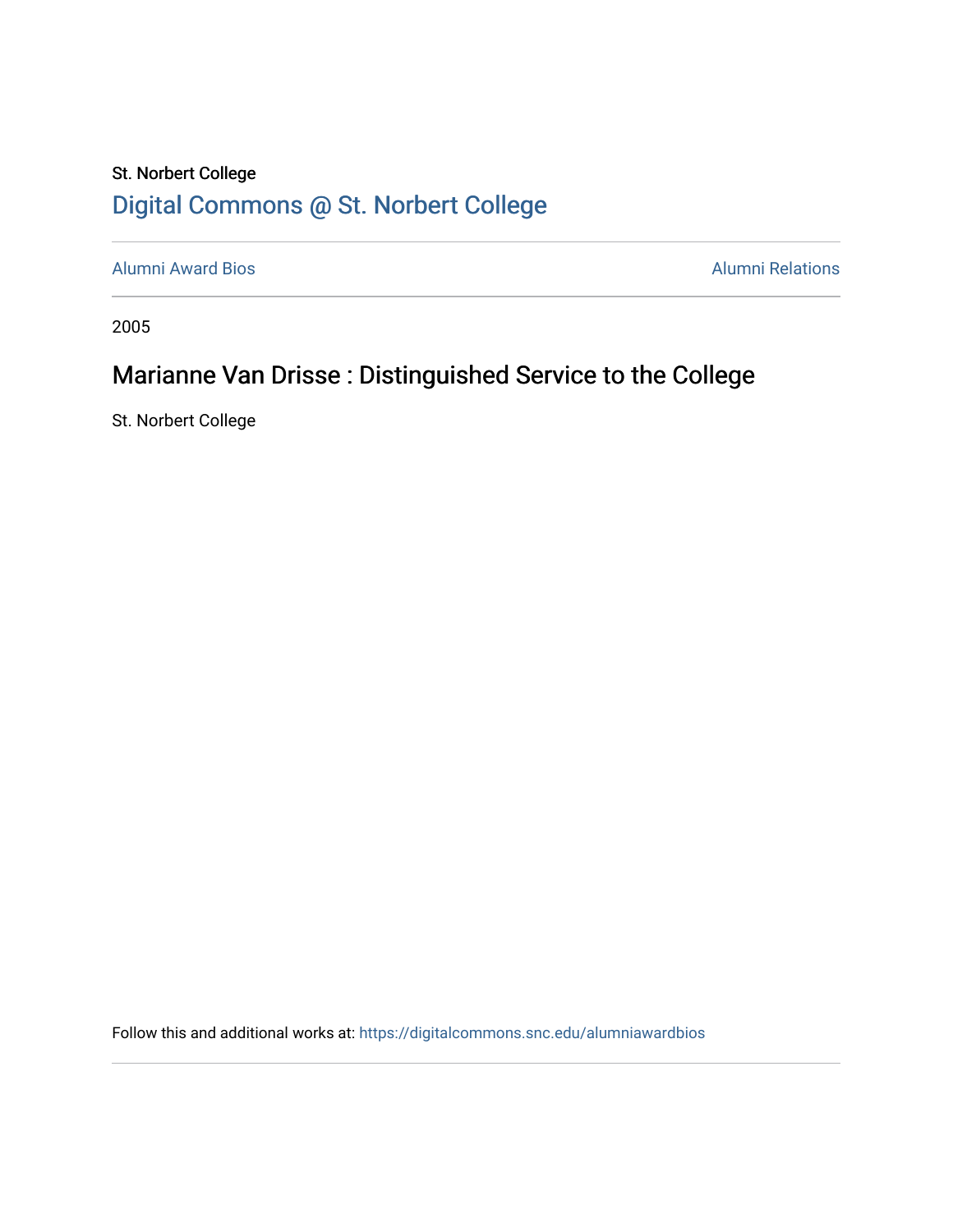St. Norbert College

[Digital Commons @ St. Norbert College](https://digitalcommons.snc.edu)

Alumni Award Bios | Alumni Relations

2005

# Marianne Van Drisse : Distinguished Service to the College

St. Norbert College

Follow this and additional works at: https://digitalcommons.snc.edu/alumniawardbios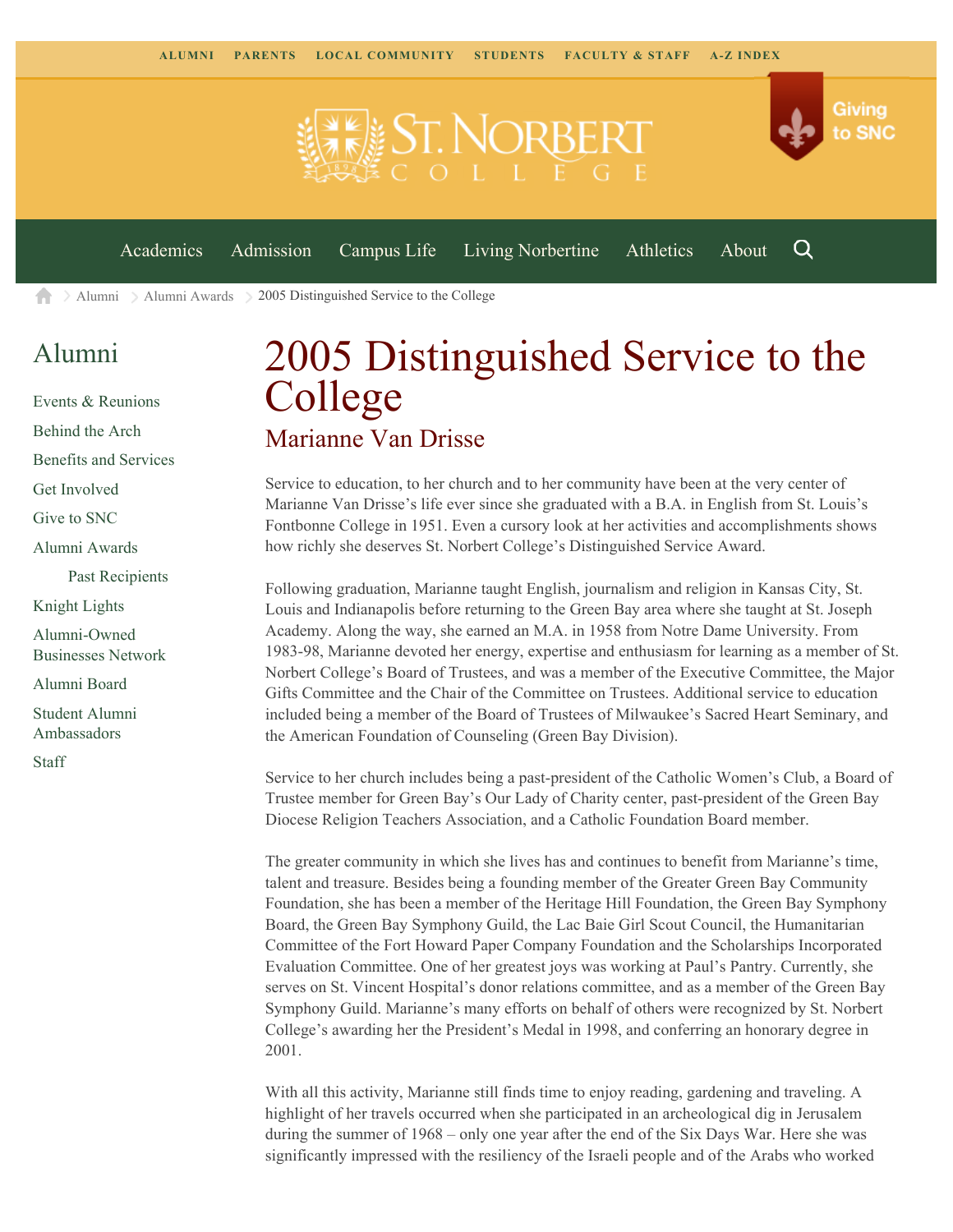ALUMNI PARENTS LOCAL COMMUNITY STUDENTS FACULTY & STAFF A-Z INDEX

Giving to SNC

Academics Admission Campus Life Living Norbertine Athletics About

Alumni > Alumni Awards > 2005 Distinguished Service to the College

## Alumni

- Events & Reunions
- Behind the Arch
- Benefits and Services
- Get Involved
- Give to SNC
- Alumni Awards
  - Past Recipients
- Knight Lights
- Alumni-Owned Businesses Network
- Alumni Board
- Student Alumni Ambassadors
- Staff

# 2005 Distinguished Service to the College

## Marianne Van Drisse

Service to education, to her church and to her community have been at the very center of Marianne Van Drisse's life ever since she graduated with a B.A. in English from St. Louis's Fontbonne College in 1951. Even a cursory look at her activities and accomplishments shows how richly she deserves St. Norbert College's Distinguished Service Award.

Following graduation, Marianne taught English, journalism and religion in Kansas City, St. Louis and Indianapolis before returning to the Green Bay area where she taught at St. Joseph Academy. Along the way, she earned an M.A. in 1958 from Notre Dame University. From 1983-98, Marianne devoted her energy, expertise and enthusiasm for learning as a member of St. Norbert College's Board of Trustees, and was a member of the Executive Committee, the Major Gifts Committee and the Chair of the Committee on Trustees. Additional service to education included being a member of the Board of Trustees of Milwaukee's Sacred Heart Seminary, and the American Foundation of Counseling (Green Bay Division).

Service to her church includes being a past-president of the Catholic Women's Club, a Board of Trustee member for Green Bay's Our Lady of Charity center, past-president of the Green Bay Diocese Religion Teachers Association, and a Catholic Foundation Board member.

The greater community in which she lives has and continues to benefit from Marianne's time, talent and treasure. Besides being a founding member of the Greater Green Bay Community Foundation, she has been a member of the Heritage Hill Foundation, the Green Bay Symphony Board, the Green Bay Symphony Guild, the Lac Baie Girl Scout Council, the Humanitarian Committee of the Fort Howard Paper Company Foundation and the Scholarships Incorporated Evaluation Committee. One of her greatest joys was working at Paul's Pantry. Currently, she serves on St. Vincent Hospital's donor relations committee, and as a member of the Green Bay Symphony Guild. Marianne's many efforts on behalf of others were recognized by St. Norbert College's awarding her the President's Medal in 1998, and conferring an honorary degree in 2001.

With all this activity, Marianne still finds time to enjoy reading, gardening and traveling. A highlight of her travels occurred when she participated in an archeological dig in Jerusalem during the summer of 1968 – only one year after the end of the Six Days War. Here she was significantly impressed with the resiliency of the Israeli people and of the Arabs who worked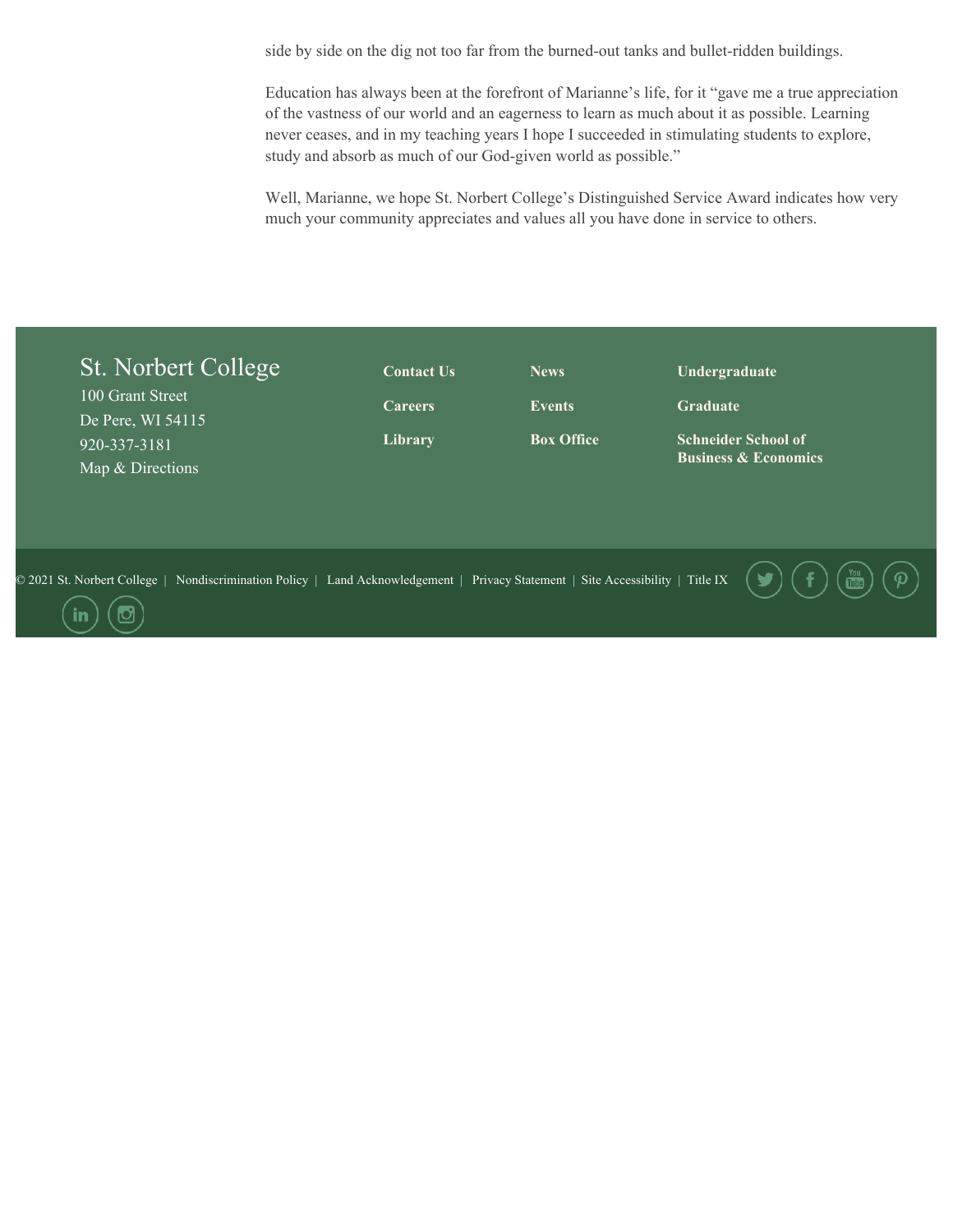side by side on the dig not too far from the burned-out tanks and bullet-ridden buildings.

Education has always been at the forefront of Marianne's life, for it "gave me a true appreciation of the vastness of our world and an eagerness to learn as much about it as possible. Learning never ceases, and in my teaching years I hope I succeeded in stimulating students to explore, study and absorb as much of our God-given world as possible."

Well, Marianne, we hope St. Norbert College's Distinguished Service Award indicates how very much your community appreciates and values all you have done in service to others.

St. Norbert College
100 Grant Street
De Pere, WI 54115
920-337-3181
Map & Directions

**Contact Us**
**Careers**
**Library**

**News**
**Events**
**Box Office**

**Undergraduate**
**Graduate**
**Schneider School of Business & Economics**

© 2021 St. Norbert College | Nondiscrimination Policy | Land Acknowledgement | Privacy Statement | Site Accessibility | Title IX